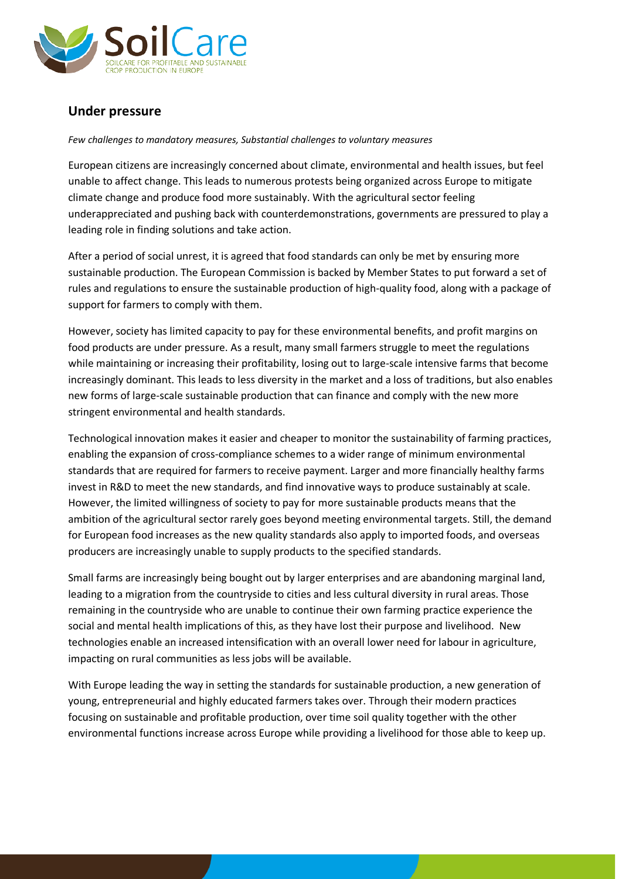## Under pressure

*Few challenges to mandatory measures, Substantial challenges to voluntary measures*

European citizens are increasingly concerned about climate, environmental and health issues, but feel unable to affect change. This leads to numerous protests being organized across Europe to mitigate climate change and produce food more sustainably. With the agricultural sector feeling underappreciated and pushing back with counterdemonstrations, governments are pressured to play a leading role in finding solutions and take action.

After a period of social unrest, it is agreed that food standards can only be met by ensuring more sustainable production. The European Commission is backed by Member States to put forward a set of rules and regulations to ensure the sustainable production of high-quality food, along with a package of support for farmers to comply with them.

However, society has limited capacity to pay for these environmental benefits, and profit margins on food products are under pressure. As a result, many small farmers struggle to meet the regulations while maintaining or increasing their profitability, losing out to large-scale intensive farms that become increasingly dominant. This leads to less diversity in the market and a loss of traditions, but also enables new forms of large-scale sustainable production that can finance and comply with the new more stringent environmental and health standards.

Technological innovation makes it easier and cheaper to monitor the sustainability of farming practices, enabling the expansion of cross-compliance schemes to a wider range of minimum environmental standards that are required for farmers to receive payment. Larger and more financially healthy farms invest in R&D to meet the new standards, and find innovative ways to produce sustainably at scale. However, the limited willingness of society to pay for more sustainable products means that the ambition of the agricultural sector rarely goes beyond meeting environmental targets. Still, the demand for European food increases as the new quality standards also apply to imported foods, and overseas producers are increasingly unable to supply products to the specified standards.

Small farms are increasingly being bought out by larger enterprises and are abandoning marginal land, leading to a migration from the countryside to cities and less cultural diversity in rural areas. Those remaining in the countryside who are unable to continue their own farming practice experience the social and mental health implications of this, as they have lost their purpose and livelihood. New technologies enable an increased intensification with an overall lower need for labour in agriculture, impacting on rural communities as less jobs will be available.

With Europe leading the way in setting the standards for sustainable production, a new generation of young, entrepreneurial and highly educated farmers takes over. Through their modern practices focusing on sustainable and profitable production, over time soil quality together with the other environmental functions increase across Europe while providing a livelihood for those able to keep up.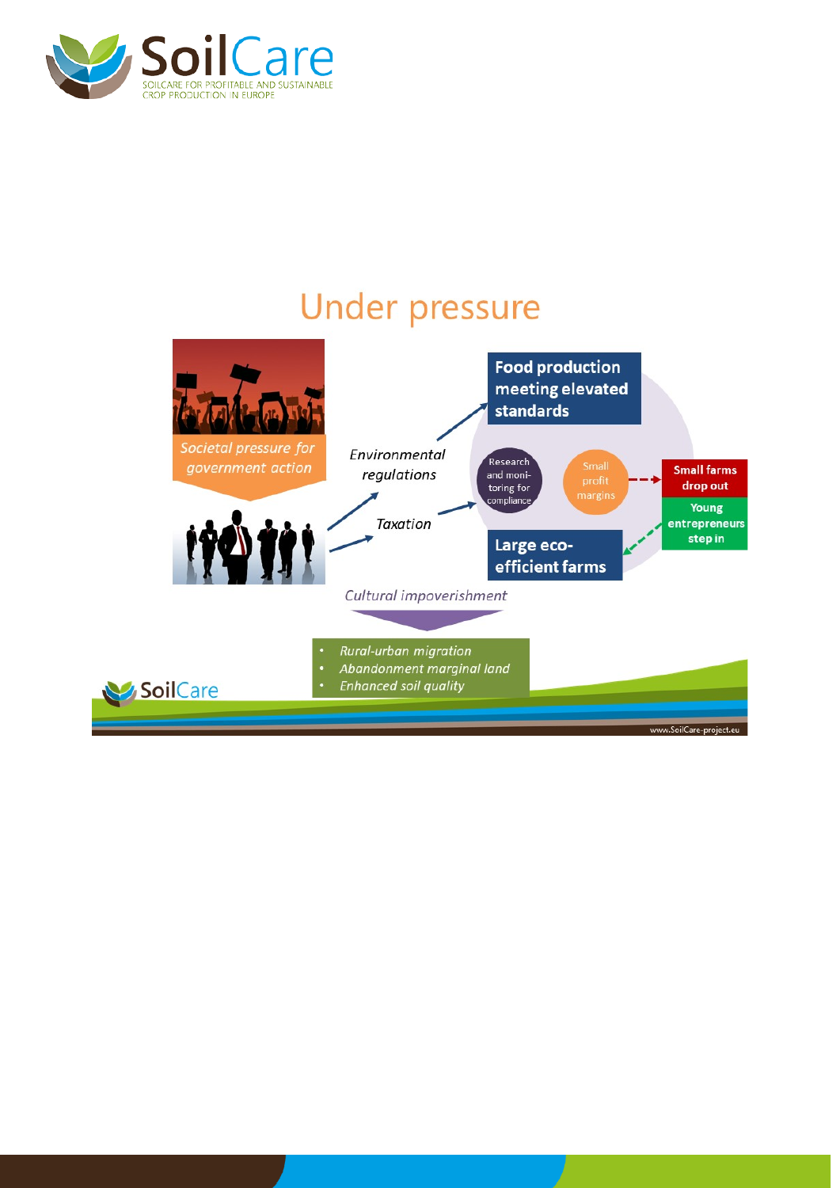# Under pressure

Societal pressure for government action

Environmental regulations

Taxation

Food production meeting elevated standards

Research and monitoring for compliance

Small profit margins

Small farms drop out

Young entrepreneurs step in

Large eco-efficient farms

Cultural impoverishment

- Rural-urban migration
- Abandonment marginal land
- Enhanced soil quality